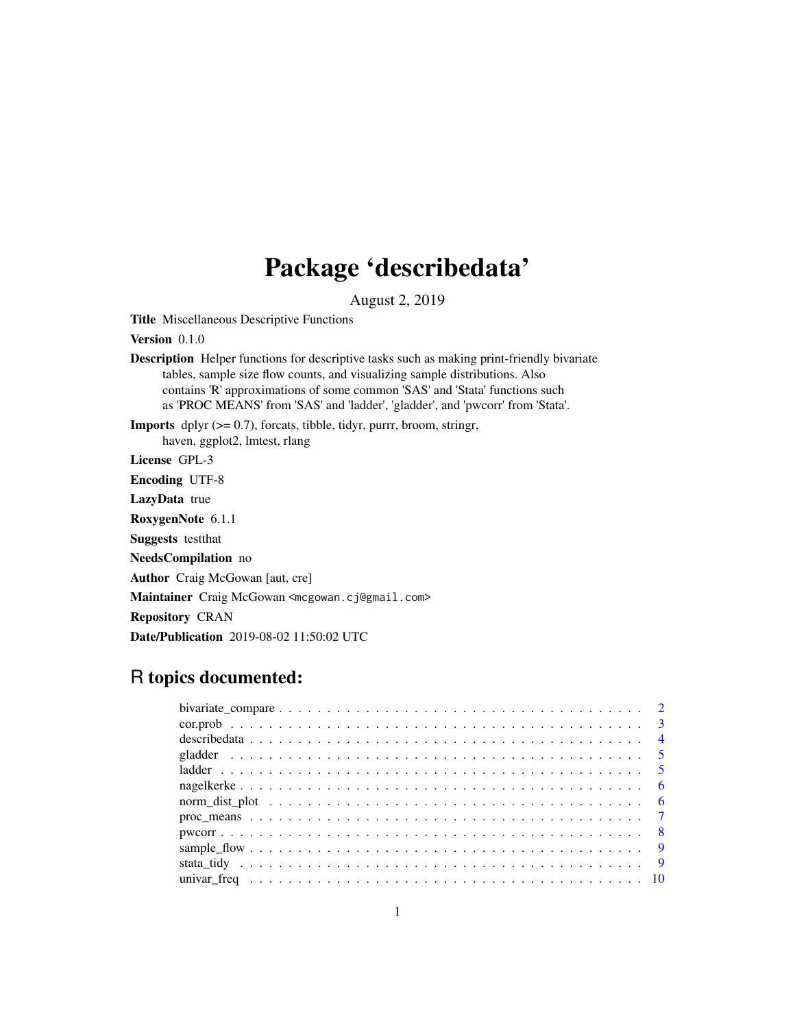# Package 'describedata'

August 2, 2019

**Title** Miscellaneous Descriptive Functions

**Version** 0.1.0

**Description** Helper functions for descriptive tasks such as making print-friendly bivariate tables, sample size flow counts, and visualizing sample distributions. Also contains 'R' approximations of some common 'SAS' and 'Stata' functions such as 'PROC MEANS' from 'SAS' and 'ladder', 'gladder', and 'pwcorr' from 'Stata'.

**Imports** dplyr (>= 0.7), forcats, tibble, tidyr, purrr, broom, stringr, haven, ggplot2, lmtest, rlang

**License** GPL-3

**Encoding** UTF-8

**LazyData** true

**RoxygenNote** 6.1.1

**Suggests** testthat

**NeedsCompilation** no

**Author** Craig McGowan [aut, cre]

**Maintainer** Craig McGowan <mcgowan.cj@gmail.com>

**Repository** CRAN

**Date/Publication** 2019-08-02 11:50:02 UTC

## R topics documented:

- bivariate_compare . . . . . 2
- cor.prob . . . . . 3
- describedata . . . . . 4
- gladder . . . . . 5
- ladder . . . . . 5
- nagelkerke . . . . . 6
- norm_dist_plot . . . . . 6
- proc_means . . . . . 7
- pwcorr . . . . . 8
- sample_flow . . . . . 9
- stata_tidy . . . . . 9
- univar_freq . . . . . 10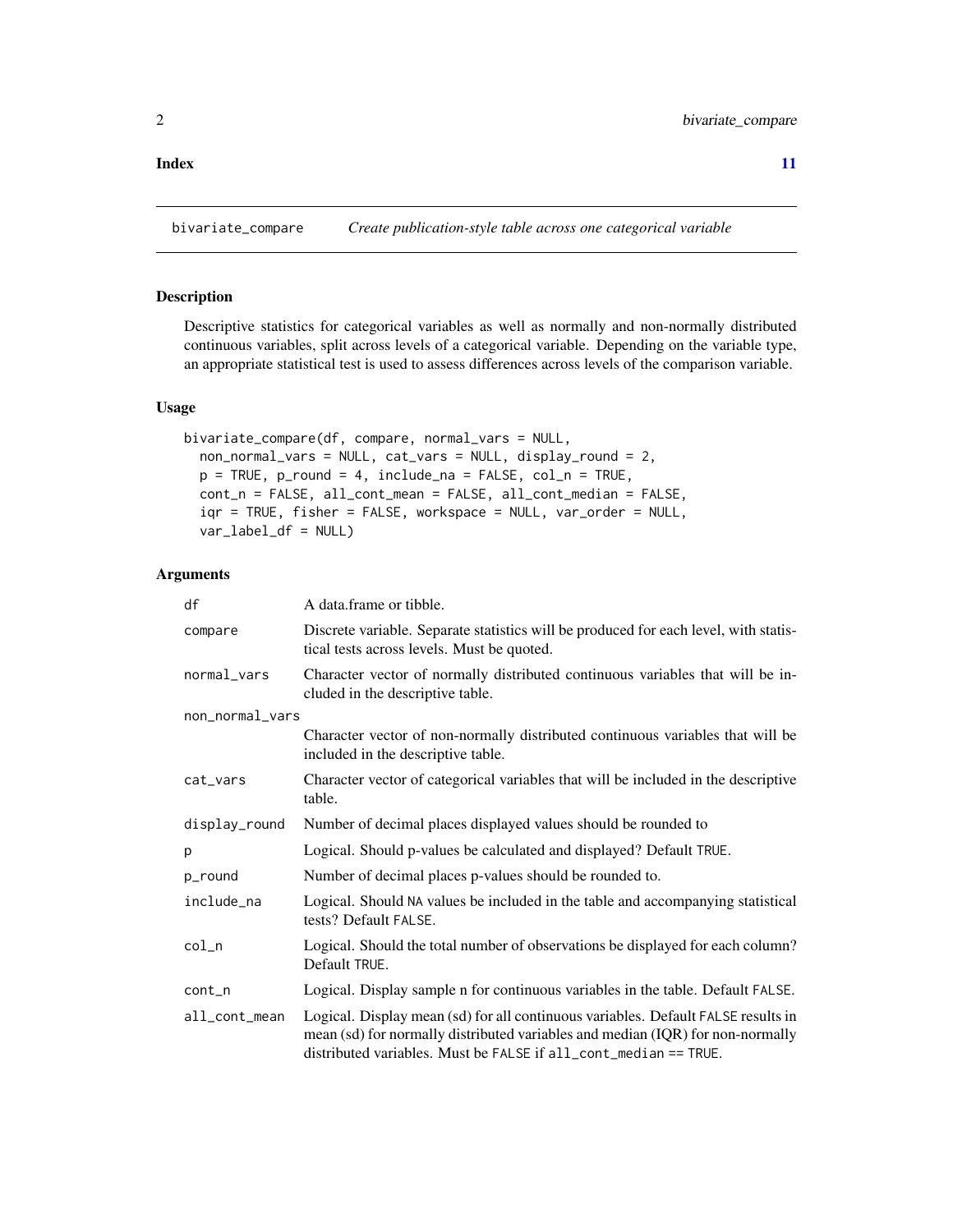**Index** **11**

## bivariate_compare *Create publication-style table across one categorical variable*

### Description

Descriptive statistics for categorical variables as well as normally and non-normally distributed continuous variables, split across levels of a categorical variable. Depending on the variable type, an appropriate statistical test is used to assess differences across levels of the comparison variable.

### Usage

```
bivariate_compare(df, compare, normal_vars = NULL,
  non_normal_vars = NULL, cat_vars = NULL, display_round = 2,
  p = TRUE, p_round = 4, include_na = FALSE, col_n = TRUE,
  cont_n = FALSE, all_cont_mean = FALSE, all_cont_median = FALSE,
  iqr = TRUE, fisher = FALSE, workspace = NULL, var_order = NULL,
  var_label_df = NULL)
```

### Arguments

| | |
|---|---|
| `df` | A data.frame or tibble. |
| `compare` | Discrete variable. Separate statistics will be produced for each level, with statistical tests across levels. Must be quoted. |
| `normal_vars` | Character vector of normally distributed continuous variables that will be included in the descriptive table. |
| `non_normal_vars` | Character vector of non-normally distributed continuous variables that will be included in the descriptive table. |
| `cat_vars` | Character vector of categorical variables that will be included in the descriptive table. |
| `display_round` | Number of decimal places displayed values should be rounded to |
| `p` | Logical. Should p-values be calculated and displayed? Default `TRUE`. |
| `p_round` | Number of decimal places p-values should be rounded to. |
| `include_na` | Logical. Should `NA` values be included in the table and accompanying statistical tests? Default `FALSE`. |
| `col_n` | Logical. Should the total number of observations be displayed for each column? Default `TRUE`. |
| `cont_n` | Logical. Display sample n for continuous variables in the table. Default `FALSE`. |
| `all_cont_mean` | Logical. Display mean (sd) for all continuous variables. Default `FALSE` results in mean (sd) for normally distributed variables and median (IQR) for non-normally distributed variables. Must be `FALSE` if `all_cont_median == TRUE`. |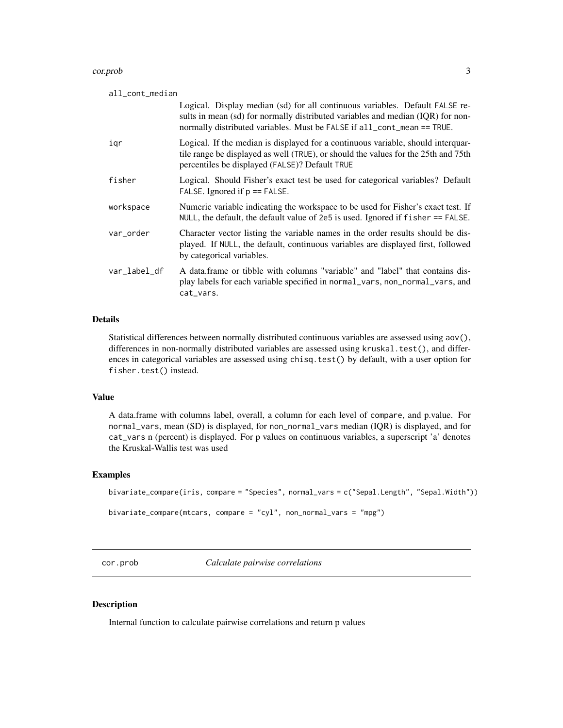all_cont_median
: Logical. Display median (sd) for all continuous variables. Default `FALSE` results in mean (sd) for normally distributed variables and median (IQR) for non-normally distributed variables. Must be `FALSE` if `all_cont_mean == TRUE`.

iqr
: Logical. If the median is displayed for a continuous variable, should interquartile range be displayed as well (`TRUE`), or should the values for the 25th and 75th percentiles be displayed (`FALSE`)? Default `TRUE`

fisher
: Logical. Should Fisher's exact test be used for categorical variables? Default `FALSE`. Ignored if `p == FALSE`.

workspace
: Numeric variable indicating the workspace to be used for Fisher's exact test. If `NULL`, the default, the default value of `2e5` is used. Ignored if `fisher == FALSE`.

var_order
: Character vector listing the variable names in the order results should be displayed. If `NULL`, the default, continuous variables are displayed first, followed by categorical variables.

var_label_df
: A data.frame or tibble with columns "variable" and "label" that contains display labels for each variable specified in `normal_vars`, `non_normal_vars`, and `cat_vars`.

### Details

Statistical differences between normally distributed continuous variables are assessed using `aov()`, differences in non-normally distributed variables are assessed using `kruskal.test()`, and differences in categorical variables are assessed using `chisq.test()` by default, with a user option for `fisher.test()` instead.

### Value

A data.frame with columns label, overall, a column for each level of `compare`, and p.value. For `normal_vars`, mean (SD) is displayed, for `non_normal_vars` median (IQR) is displayed, and for `cat_vars` n (percent) is displayed. For p values on continuous variables, a superscript 'a' denotes the Kruskal-Wallis test was used

### Examples

```
bivariate_compare(iris, compare = "Species", normal_vars = c("Sepal.Length", "Sepal.Width"))

bivariate_compare(mtcars, compare = "cyl", non_normal_vars = "mpg")
```

## cor.prob *Calculate pairwise correlations*

### Description

Internal function to calculate pairwise correlations and return p values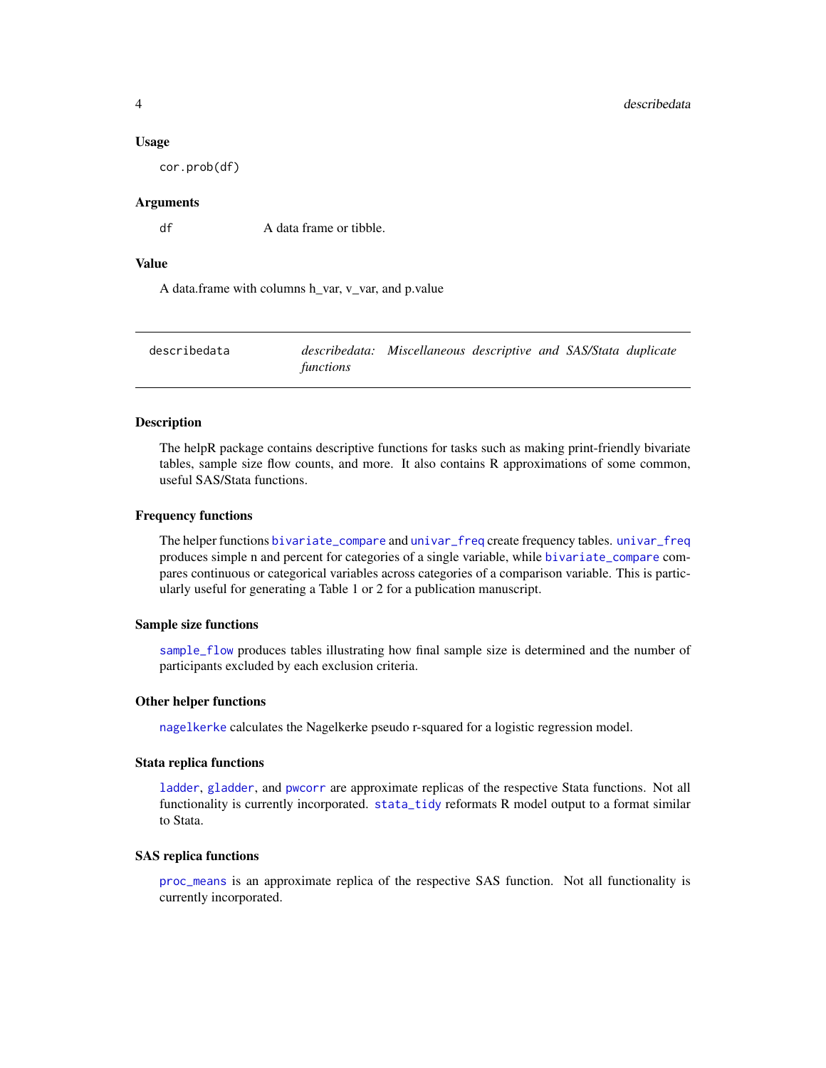### Usage

```
cor.prob(df)
```

### Arguments

| | |
|---|---|
| df | A data frame or tibble. |

### Value

A data.frame with columns h_var, v_var, and p.value

---

## describedata — *describedata: Miscellaneous descriptive and SAS/Stata duplicate functions*

---

### Description

The helpR package contains descriptive functions for tasks such as making print-friendly bivariate tables, sample size flow counts, and more. It also contains R approximations of some common, useful SAS/Stata functions.

### Frequency functions

The helper functions `bivariate_compare` and `univar_freq` create frequency tables. `univar_freq` produces simple n and percent for categories of a single variable, while `bivariate_compare` compares continuous or categorical variables across categories of a comparison variable. This is particularly useful for generating a Table 1 or 2 for a publication manuscript.

### Sample size functions

`sample_flow` produces tables illustrating how final sample size is determined and the number of participants excluded by each exclusion criteria.

### Other helper functions

`nagelkerke` calculates the Nagelkerke pseudo r-squared for a logistic regression model.

### Stata replica functions

`ladder`, `gladder`, and `pwcorr` are approximate replicas of the respective Stata functions. Not all functionality is currently incorporated. `stata_tidy` reformats R model output to a format similar to Stata.

### SAS replica functions

`proc_means` is an approximate replica of the respective SAS function. Not all functionality is currently incorporated.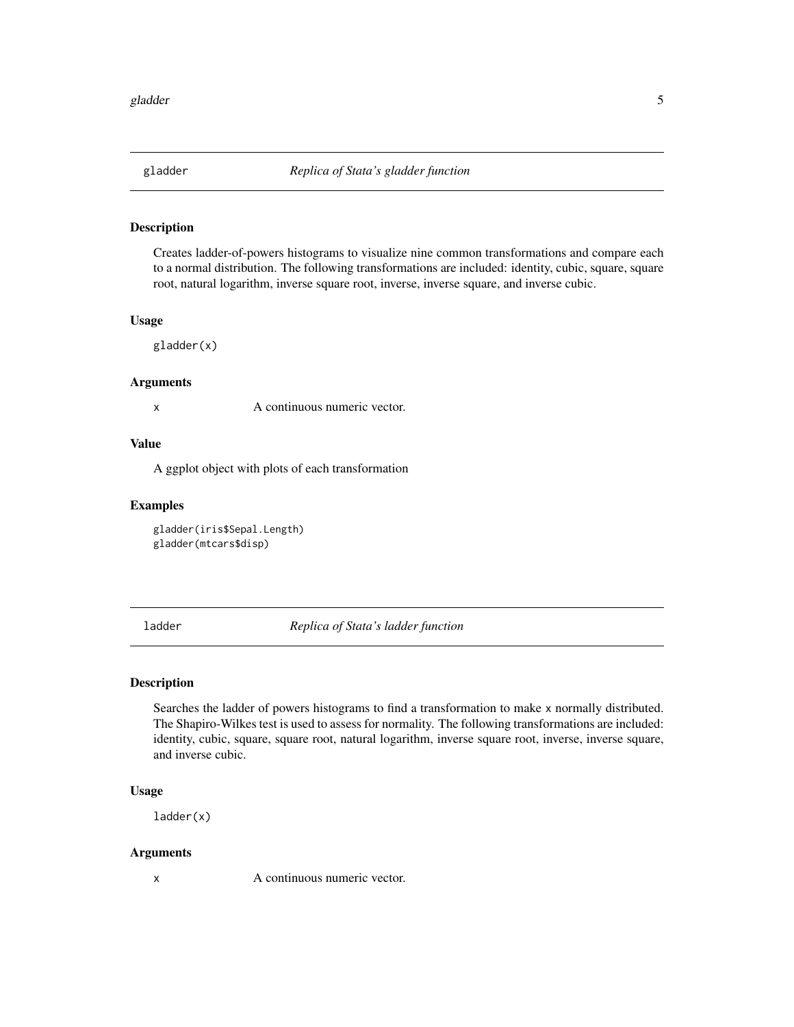## gladder — *Replica of Stata's gladder function*

### Description

Creates ladder-of-powers histograms to visualize nine common transformations and compare each to a normal distribution. The following transformations are included: identity, cubic, square, square root, natural logarithm, inverse square root, inverse, inverse square, and inverse cubic.

### Usage

```
gladder(x)
```

### Arguments

| | |
|---|---|
| x | A continuous numeric vector. |

### Value

A ggplot object with plots of each transformation

### Examples

```
gladder(iris$Sepal.Length)
gladder(mtcars$disp)
```

## ladder — *Replica of Stata's ladder function*

### Description

Searches the ladder of powers histograms to find a transformation to make `x` normally distributed. The Shapiro-Wilkes test is used to assess for normality. The following transformations are included: identity, cubic, square, square root, natural logarithm, inverse square root, inverse, inverse square, and inverse cubic.

### Usage

```
ladder(x)
```

### Arguments

| | |
|---|---|
| x | A continuous numeric vector. |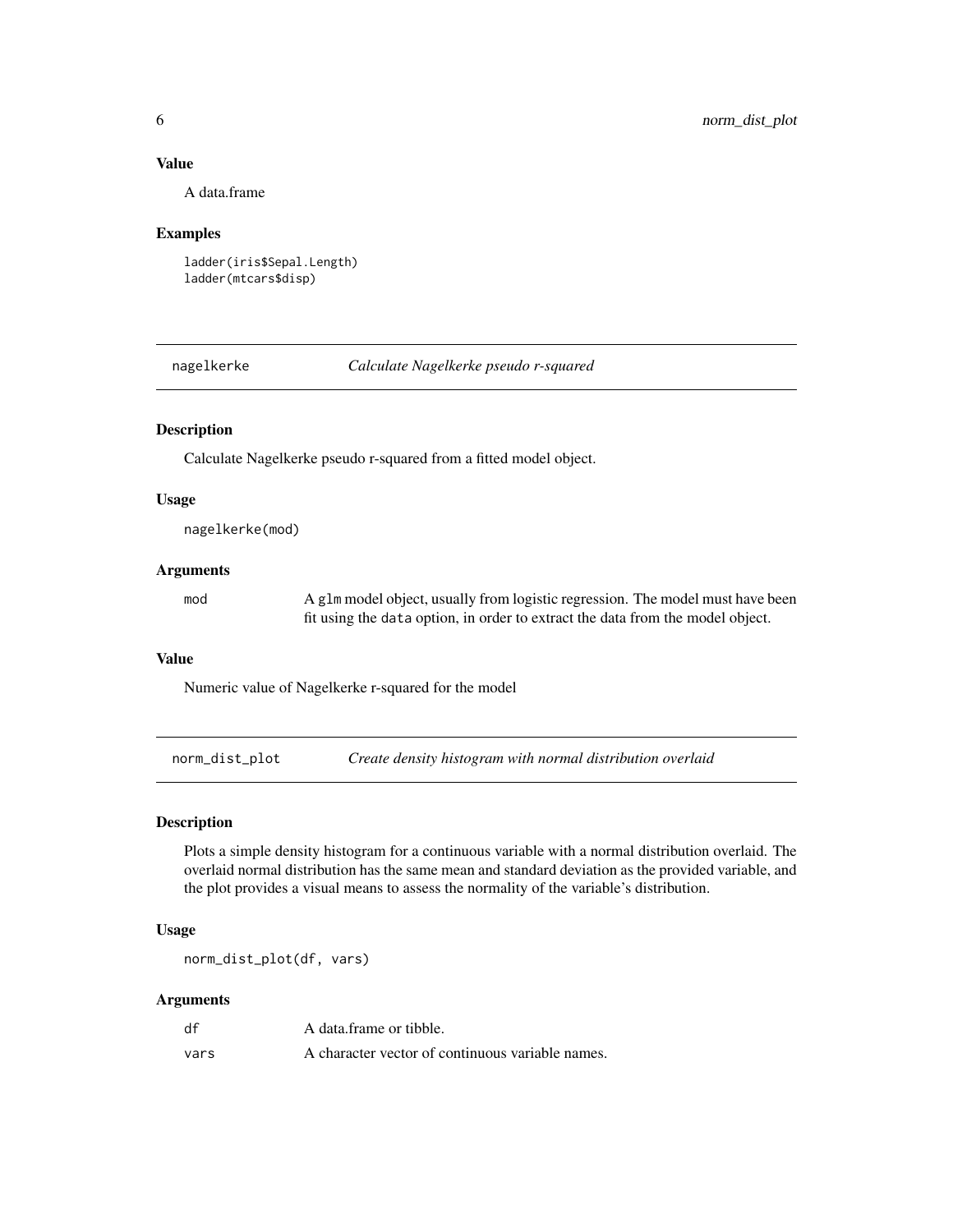### Value

A data.frame

### Examples

```
ladder(iris$Sepal.Length)
ladder(mtcars$disp)
```

## nagelkerke *Calculate Nagelkerke pseudo r-squared*

### Description

Calculate Nagelkerke pseudo r-squared from a fitted model object.

### Usage

```
nagelkerke(mod)
```

### Arguments

| | |
|---|---|
| mod | A `glm` model object, usually from logistic regression. The model must have been fit using the `data` option, in order to extract the data from the model object. |

### Value

Numeric value of Nagelkerke r-squared for the model

## norm_dist_plot *Create density histogram with normal distribution overlaid*

### Description

Plots a simple density histogram for a continuous variable with a normal distribution overlaid. The overlaid normal distribution has the same mean and standard deviation as the provided variable, and the plot provides a visual means to assess the normality of the variable's distribution.

### Usage

```
norm_dist_plot(df, vars)
```

### Arguments

| | |
|---|---|
| df | A data.frame or tibble. |
| vars | A character vector of continuous variable names. |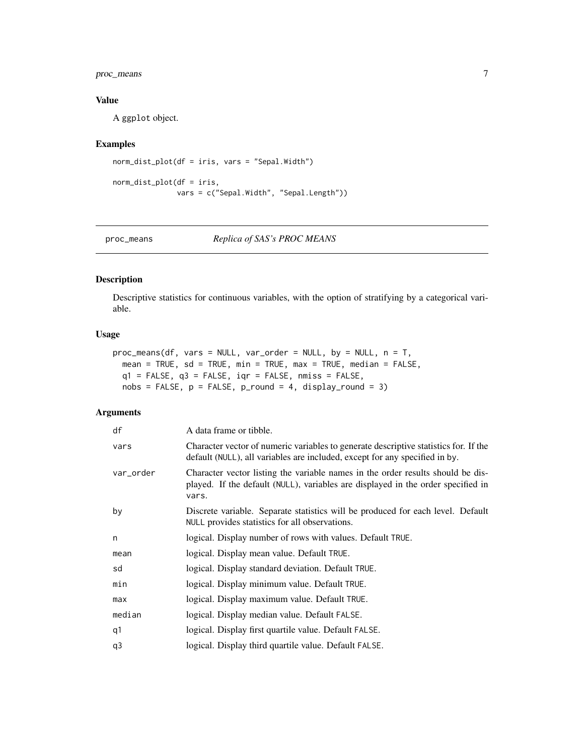### Value

A ggplot object.

### Examples

```
norm_dist_plot(df = iris, vars = "Sepal.Width")

norm_dist_plot(df = iris,
               vars = c("Sepal.Width", "Sepal.Length"))
```

---

## proc_means *Replica of SAS's PROC MEANS*

---

### Description

Descriptive statistics for continuous variables, with the option of stratifying by a categorical variable.

### Usage

```
proc_means(df, vars = NULL, var_order = NULL, by = NULL, n = T,
  mean = TRUE, sd = TRUE, min = TRUE, max = TRUE, median = FALSE,
  q1 = FALSE, q3 = FALSE, iqr = FALSE, nmiss = FALSE,
  nobs = FALSE, p = FALSE, p_round = 4, display_round = 3)
```

### Arguments

| | |
|---|---|
| df | A data frame or tibble. |
| vars | Character vector of numeric variables to generate descriptive statistics for. If the default (NULL), all variables are included, except for any specified in by. |
| var_order | Character vector listing the variable names in the order results should be displayed. If the default (NULL), variables are displayed in the order specified in vars. |
| by | Discrete variable. Separate statistics will be produced for each level. Default NULL provides statistics for all observations. |
| n | logical. Display number of rows with values. Default TRUE. |
| mean | logical. Display mean value. Default TRUE. |
| sd | logical. Display standard deviation. Default TRUE. |
| min | logical. Display minimum value. Default TRUE. |
| max | logical. Display maximum value. Default TRUE. |
| median | logical. Display median value. Default FALSE. |
| q1 | logical. Display first quartile value. Default FALSE. |
| q3 | logical. Display third quartile value. Default FALSE. |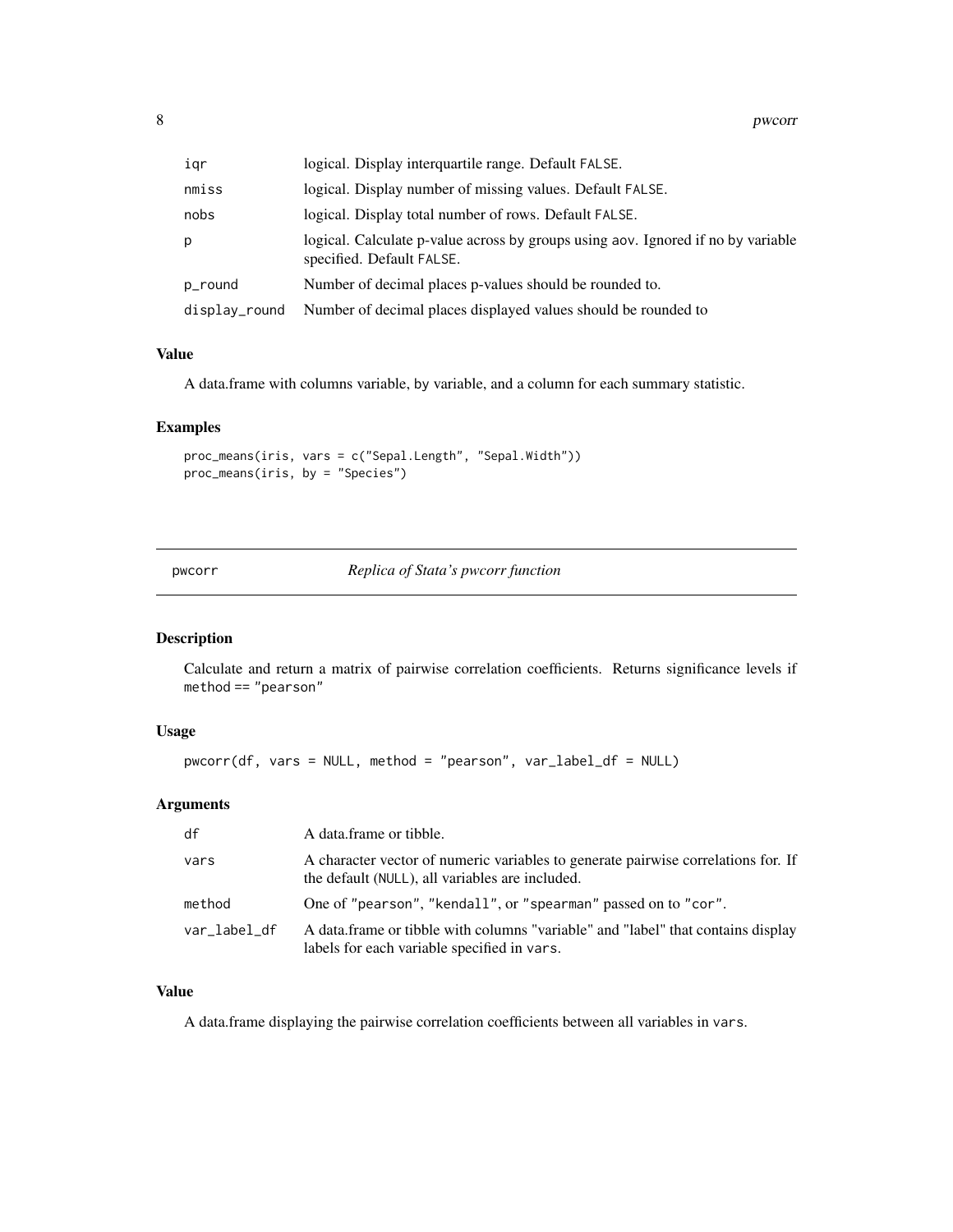| | |
|---|---|
| iqr | logical. Display interquartile range. Default FALSE. |
| nmiss | logical. Display number of missing values. Default FALSE. |
| nobs | logical. Display total number of rows. Default FALSE. |
| p | logical. Calculate p-value across by groups using aov. Ignored if no by variable specified. Default FALSE. |
| p_round | Number of decimal places p-values should be rounded to. |
| display_round | Number of decimal places displayed values should be rounded to |

### Value

A data.frame with columns variable, by variable, and a column for each summary statistic.

### Examples

```
proc_means(iris, vars = c("Sepal.Length", "Sepal.Width"))
proc_means(iris, by = "Species")
```

---

## pwcorr    *Replica of Stata's pwcorr function*

### Description

Calculate and return a matrix of pairwise correlation coefficients. Returns significance levels if method == "pearson"

### Usage

```
pwcorr(df, vars = NULL, method = "pearson", var_label_df = NULL)
```

### Arguments

| | |
|---|---|
| df | A data.frame or tibble. |
| vars | A character vector of numeric variables to generate pairwise correlations for. If the default (NULL), all variables are included. |
| method | One of "pearson", "kendall", or "spearman" passed on to "cor". |
| var_label_df | A data.frame or tibble with columns "variable" and "label" that contains display labels for each variable specified in vars. |

### Value

A data.frame displaying the pairwise correlation coefficients between all variables in vars.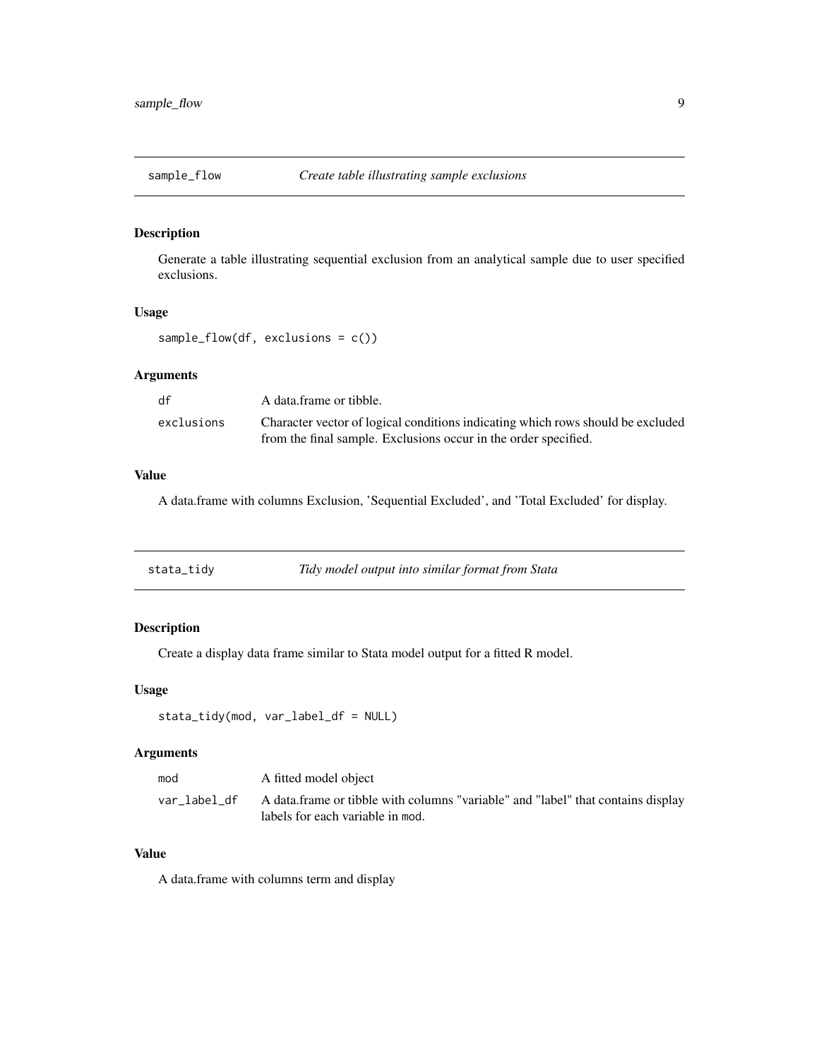## sample_flow — *Create table illustrating sample exclusions*

### Description

Generate a table illustrating sequential exclusion from an analytical sample due to user specified exclusions.

### Usage

```
sample_flow(df, exclusions = c())
```

### Arguments

| | |
|---|---|
| `df` | A data.frame or tibble. |
| `exclusions` | Character vector of logical conditions indicating which rows should be excluded from the final sample. Exclusions occur in the order specified. |

### Value

A data.frame with columns Exclusion, 'Sequential Excluded', and 'Total Excluded' for display.

## stata_tidy — *Tidy model output into similar format from Stata*

### Description

Create a display data frame similar to Stata model output for a fitted R model.

### Usage

```
stata_tidy(mod, var_label_df = NULL)
```

### Arguments

| | |
|---|---|
| `mod` | A fitted model object |
| `var_label_df` | A data.frame or tibble with columns "variable" and "label" that contains display labels for each variable in `mod`. |

### Value

A data.frame with columns term and display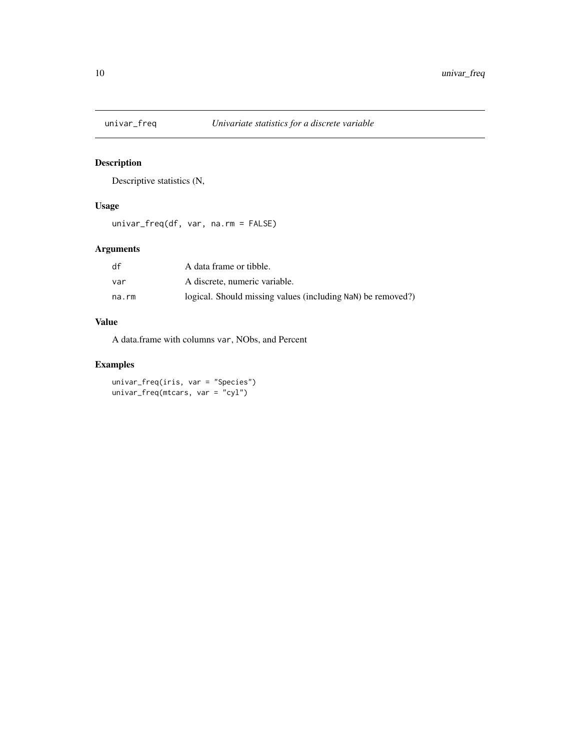## univar_freq — *Univariate statistics for a discrete variable*

### Description

Descriptive statistics (N,

### Usage

```
univar_freq(df, var, na.rm = FALSE)
```

### Arguments

| | |
|---|---|
| df | A data frame or tibble. |
| var | A discrete, numeric variable. |
| na.rm | logical. Should missing values (including NaN) be removed?) |

### Value

A data.frame with columns var, NObs, and Percent

### Examples

```
univar_freq(iris, var = "Species")
univar_freq(mtcars, var = "cyl")
```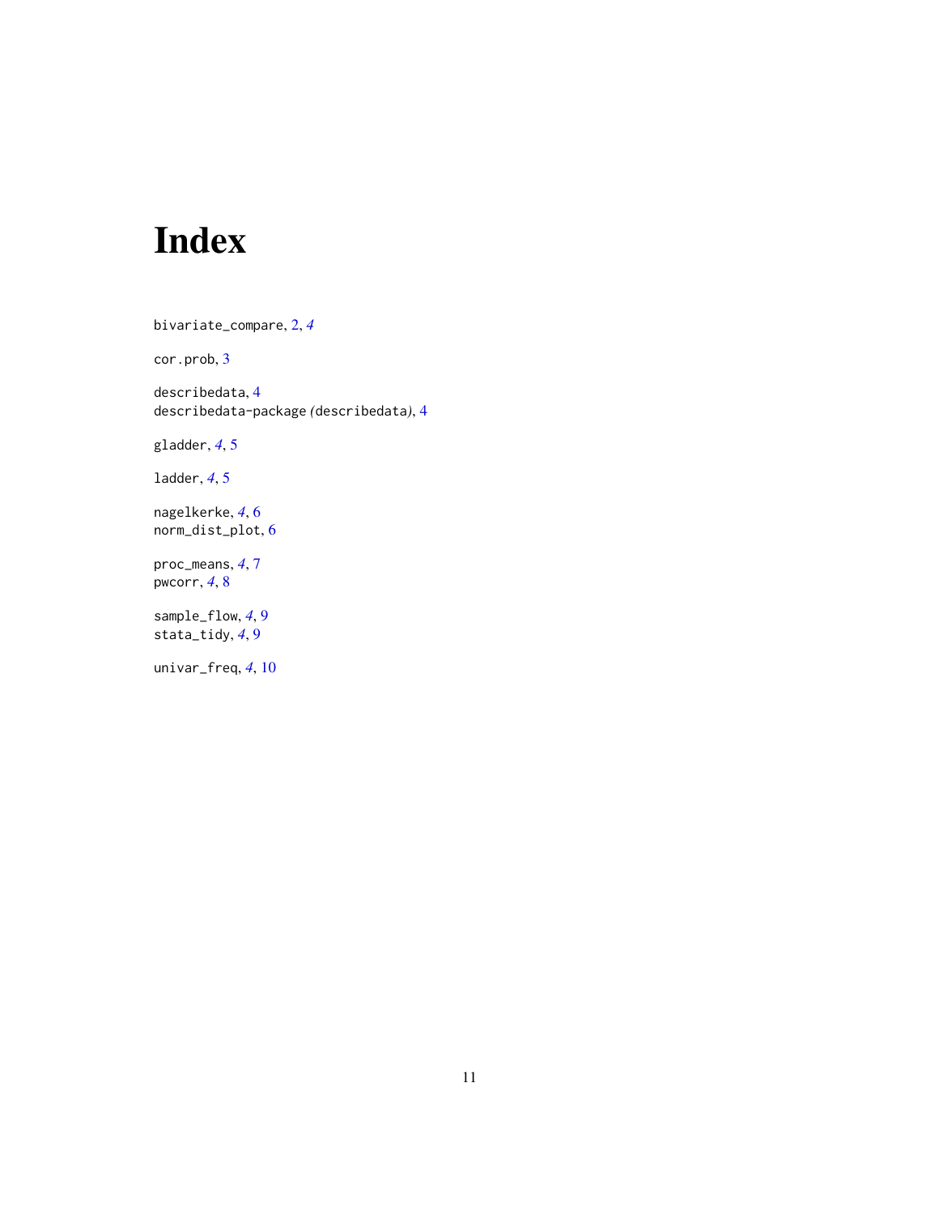# Index

bivariate_compare, 2, *4*

cor.prob, 3

describedata, 4
describedata-package *(*describedata*)*, 4

gladder, *4*, 5

ladder, *4*, 5

nagelkerke, *4*, 6
norm_dist_plot, 6

proc_means, *4*, 7
pwcorr, *4*, 8

sample_flow, *4*, 9
stata_tidy, *4*, 9

univar_freq, *4*, 10